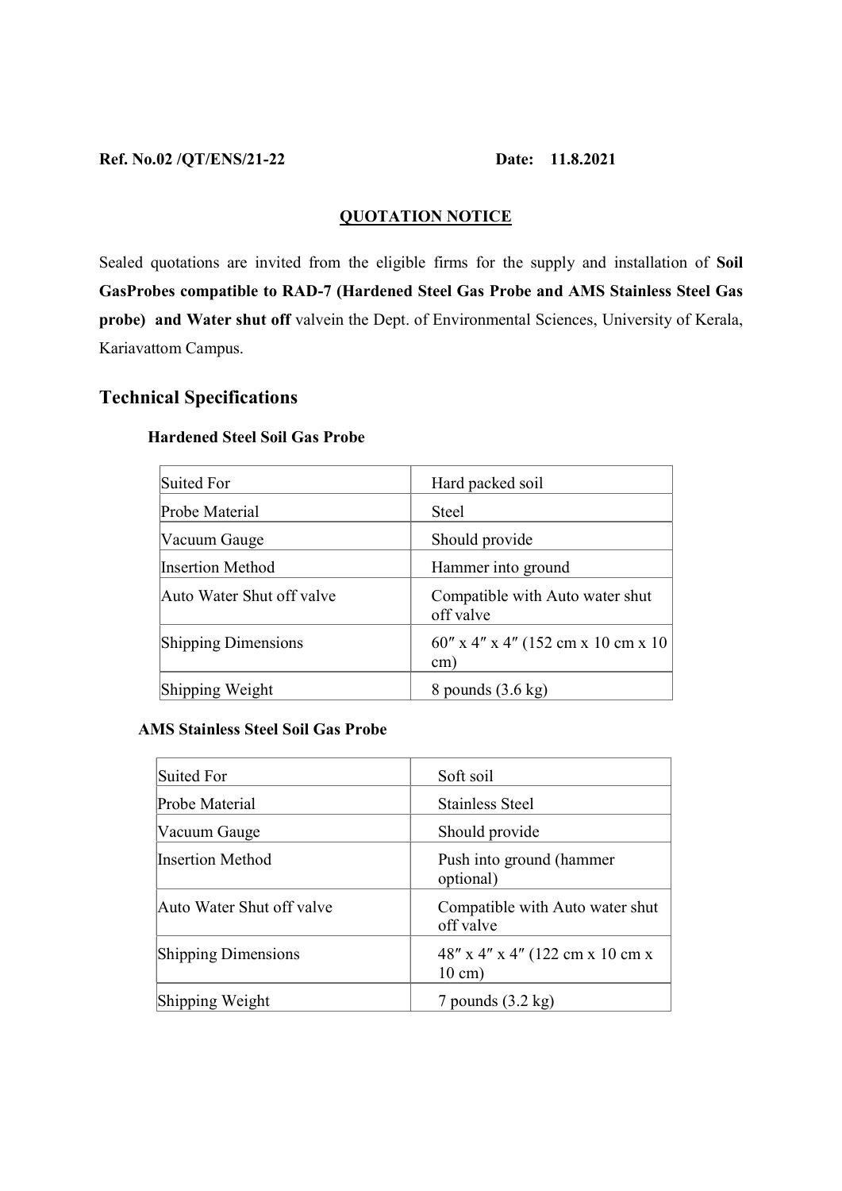**Ref. No.02 /QT/ENS/21-22** **Date: 11.8.2021**

## QUOTATION NOTICE

Sealed quotations are invited from the eligible firms for the supply and installation of **Soil GasProbes compatible to RAD-7 (Hardened Steel Gas Probe and AMS Stainless Steel Gas probe) and Water shut off** valvein the Dept. of Environmental Sciences, University of Kerala, Kariavattom Campus.

## Technical Specifications

### Hardened Steel Soil Gas Probe

| Suited For | Hard packed soil |
|---|---|
| Probe Material | Steel |
| Vacuum Gauge | Should provide |
| Insertion Method | Hammer into ground |
| Auto Water Shut off valve | Compatible with Auto water shut off valve |
| Shipping Dimensions | 60″ x 4″ x 4″ (152 cm x 10 cm x 10 cm) |
| Shipping Weight | 8 pounds (3.6 kg) |

### AMS Stainless Steel Soil Gas Probe

| Suited For | Soft soil |
|---|---|
| Probe Material | Stainless Steel |
| Vacuum Gauge | Should provide |
| Insertion Method | Push into ground (hammer optional) |
| Auto Water Shut off valve | Compatible with Auto water shut off valve |
| Shipping Dimensions | 48″ x 4″ x 4″ (122 cm x 10 cm x 10 cm) |
| Shipping Weight | 7 pounds (3.2 kg) |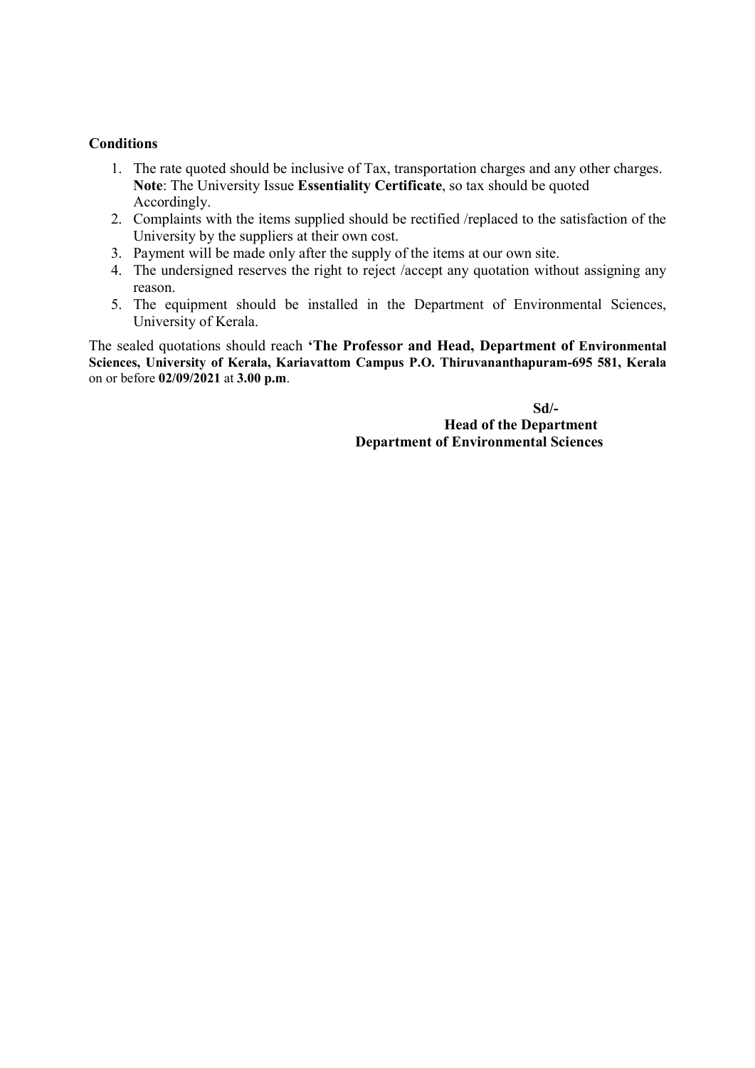**Conditions**

1. The rate quoted should be inclusive of Tax, transportation charges and any other charges. **Note**: The University Issue **Essentiality Certificate**, so tax should be quoted Accordingly.
2. Complaints with the items supplied should be rectified /replaced to the satisfaction of the University by the suppliers at their own cost.
3. Payment will be made only after the supply of the items at our own site.
4. The undersigned reserves the right to reject /accept any quotation without assigning any reason.
5. The equipment should be installed in the Department of Environmental Sciences, University of Kerala.

The sealed quotations should reach **'The Professor and Head, Department of Environmental Sciences, University of Kerala, Kariavattom Campus P.O. Thiruvananthapuram-695 581, Kerala** on or before **02/09/2021** at **3.00 p.m**.

**Sd/-**
**Head of the Department**
**Department of Environmental Sciences**